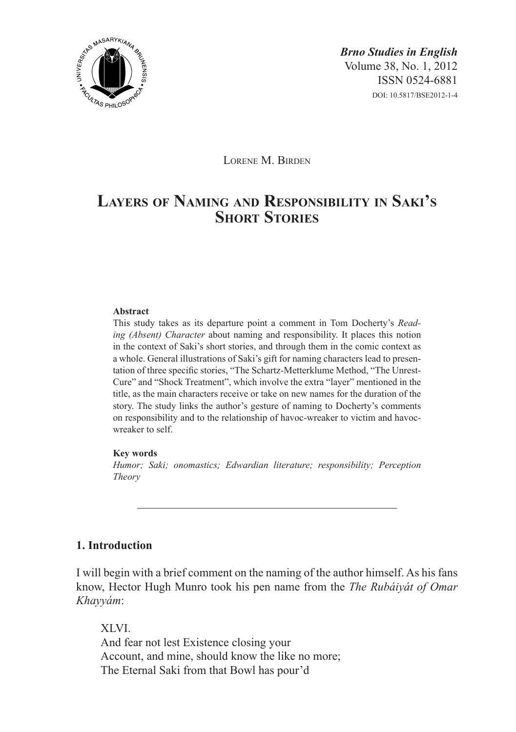*Brno Studies in English*
Volume 38, No. 1, 2012
ISSN 0524-6881
DOI: 10.5817/BSE2012-1-4

Lorene M. Birden

# Layers of Naming and Responsibility in Saki's Short Stories

**Abstract**

This study takes as its departure point a comment in Tom Docherty's *Reading (Absent) Character* about naming and responsibility. It places this notion in the context of Saki's short stories, and through them in the comic context as a whole. General illustrations of Saki's gift for naming characters lead to presentation of three specific stories, "The Schartz-Metterklume Method, "The Unrest-Cure" and "Shock Treatment", which involve the extra "layer" mentioned in the title, as the main characters receive or take on new names for the duration of the story. The study links the author's gesture of naming to Docherty's comments on responsibility and to the relationship of havoc-wreaker to victim and havoc-wreaker to self.

**Key words**

*Humor; Saki; onomastics; Edwardian literature; responsibility; Perception Theory*

## 1. Introduction

I will begin with a brief comment on the naming of the author himself. As his fans know, Hector Hugh Munro took his pen name from the *The Rubáiyát of Omar Khayyám*:

XLVI.
And fear not lest Existence closing your
Account, and mine, should know the like no more;
The Eternal Saki from that Bowl has pour'd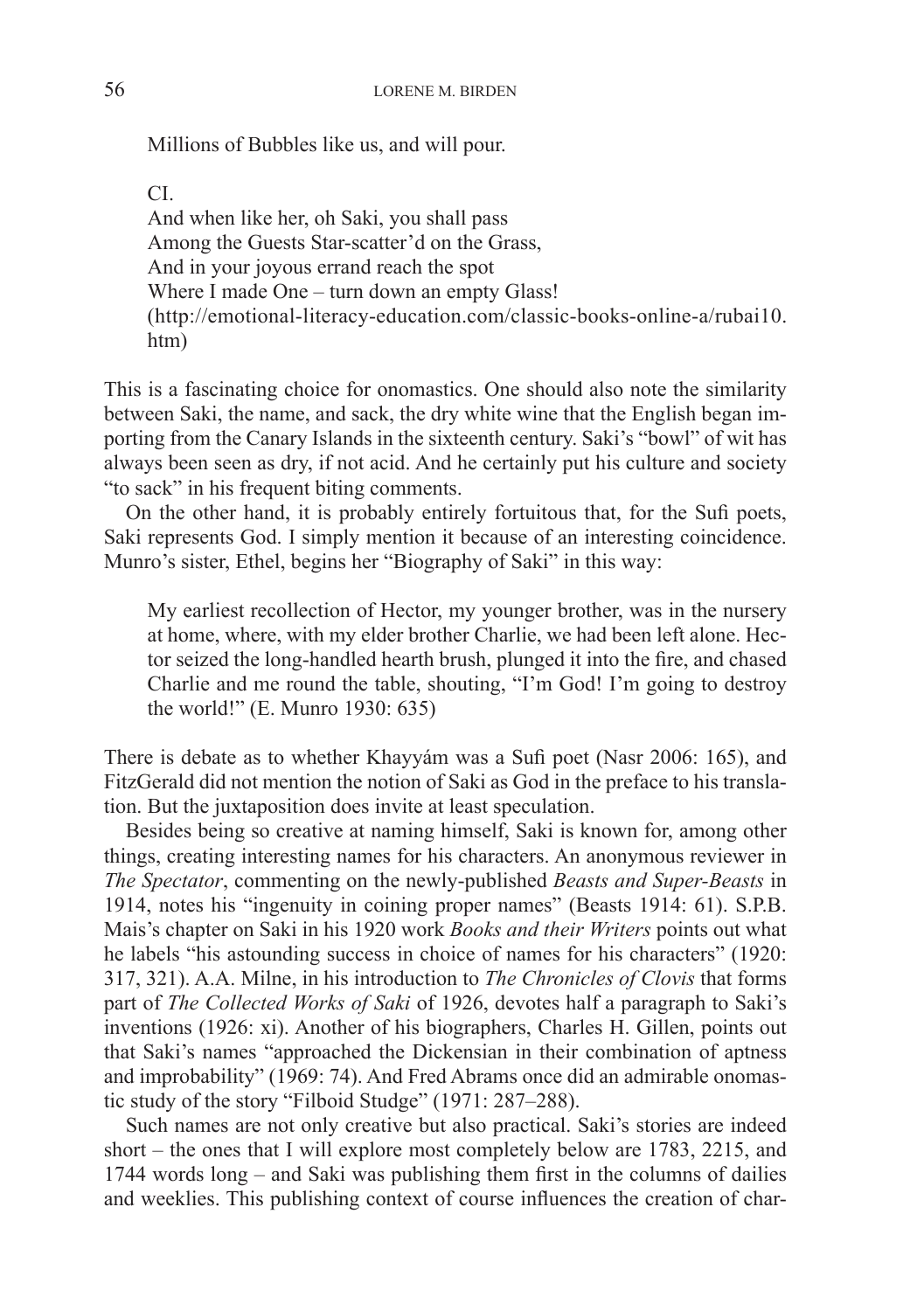Millions of Bubbles like us, and will pour.

CI.
And when like her, oh Saki, you shall pass
Among the Guests Star-scatter'd on the Grass,
And in your joyous errand reach the spot
Where I made One – turn down an empty Glass!
(http://emotional-literacy-education.com/classic-books-online-a/rubai10.htm)

This is a fascinating choice for onomastics. One should also note the similarity between Saki, the name, and sack, the dry white wine that the English began importing from the Canary Islands in the sixteenth century. Saki's "bowl" of wit has always been seen as dry, if not acid. And he certainly put his culture and society "to sack" in his frequent biting comments.

On the other hand, it is probably entirely fortuitous that, for the Sufi poets, Saki represents God. I simply mention it because of an interesting coincidence. Munro's sister, Ethel, begins her "Biography of Saki" in this way:

> My earliest recollection of Hector, my younger brother, was in the nursery at home, where, with my elder brother Charlie, we had been left alone. Hector seized the long-handled hearth brush, plunged it into the fire, and chased Charlie and me round the table, shouting, "I'm God! I'm going to destroy the world!" (E. Munro 1930: 635)

There is debate as to whether Khayyám was a Sufi poet (Nasr 2006: 165), and FitzGerald did not mention the notion of Saki as God in the preface to his translation. But the juxtaposition does invite at least speculation.

Besides being so creative at naming himself, Saki is known for, among other things, creating interesting names for his characters. An anonymous reviewer in *The Spectator*, commenting on the newly-published *Beasts and Super-Beasts* in 1914, notes his "ingenuity in coining proper names" (Beasts 1914: 61). S.P.B. Mais's chapter on Saki in his 1920 work *Books and their Writers* points out what he labels "his astounding success in choice of names for his characters" (1920: 317, 321). A.A. Milne, in his introduction to *The Chronicles of Clovis* that forms part of *The Collected Works of Saki* of 1926, devotes half a paragraph to Saki's inventions (1926: xi). Another of his biographers, Charles H. Gillen, points out that Saki's names "approached the Dickensian in their combination of aptness and improbability" (1969: 74). And Fred Abrams once did an admirable onomastic study of the story "Filboid Studge" (1971: 287–288).

Such names are not only creative but also practical. Saki's stories are indeed short – the ones that I will explore most completely below are 1783, 2215, and 1744 words long – and Saki was publishing them first in the columns of dailies and weeklies. This publishing context of course influences the creation of char-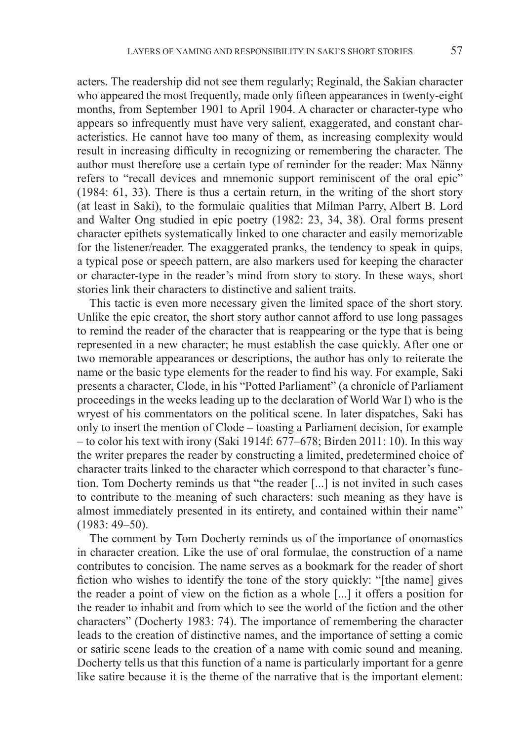acters. The readership did not see them regularly; Reginald, the Sakian character who appeared the most frequently, made only fifteen appearances in twenty-eight months, from September 1901 to April 1904. A character or character-type who appears so infrequently must have very salient, exaggerated, and constant characteristics. He cannot have too many of them, as increasing complexity would result in increasing difficulty in recognizing or remembering the character. The author must therefore use a certain type of reminder for the reader: Max Nänny refers to "recall devices and mnemonic support reminiscent of the oral epic" (1984: 61, 33). There is thus a certain return, in the writing of the short story (at least in Saki), to the formulaic qualities that Milman Parry, Albert B. Lord and Walter Ong studied in epic poetry (1982: 23, 34, 38). Oral forms present character epithets systematically linked to one character and easily memorizable for the listener/reader. The exaggerated pranks, the tendency to speak in quips, a typical pose or speech pattern, are also markers used for keeping the character or character-type in the reader's mind from story to story. In these ways, short stories link their characters to distinctive and salient traits.

This tactic is even more necessary given the limited space of the short story. Unlike the epic creator, the short story author cannot afford to use long passages to remind the reader of the character that is reappearing or the type that is being represented in a new character; he must establish the case quickly. After one or two memorable appearances or descriptions, the author has only to reiterate the name or the basic type elements for the reader to find his way. For example, Saki presents a character, Clode, in his "Potted Parliament" (a chronicle of Parliament proceedings in the weeks leading up to the declaration of World War I) who is the wryest of his commentators on the political scene. In later dispatches, Saki has only to insert the mention of Clode – toasting a Parliament decision, for example – to color his text with irony (Saki 1914f: 677–678; Birden 2011: 10). In this way the writer prepares the reader by constructing a limited, predetermined choice of character traits linked to the character which correspond to that character's function. Tom Docherty reminds us that "the reader [...] is not invited in such cases to contribute to the meaning of such characters: such meaning as they have is almost immediately presented in its entirety, and contained within their name" (1983: 49–50).

The comment by Tom Docherty reminds us of the importance of onomastics in character creation. Like the use of oral formulae, the construction of a name contributes to concision. The name serves as a bookmark for the reader of short fiction who wishes to identify the tone of the story quickly: "[the name] gives the reader a point of view on the fiction as a whole [...] it offers a position for the reader to inhabit and from which to see the world of the fiction and the other characters" (Docherty 1983: 74). The importance of remembering the character leads to the creation of distinctive names, and the importance of setting a comic or satiric scene leads to the creation of a name with comic sound and meaning. Docherty tells us that this function of a name is particularly important for a genre like satire because it is the theme of the narrative that is the important element: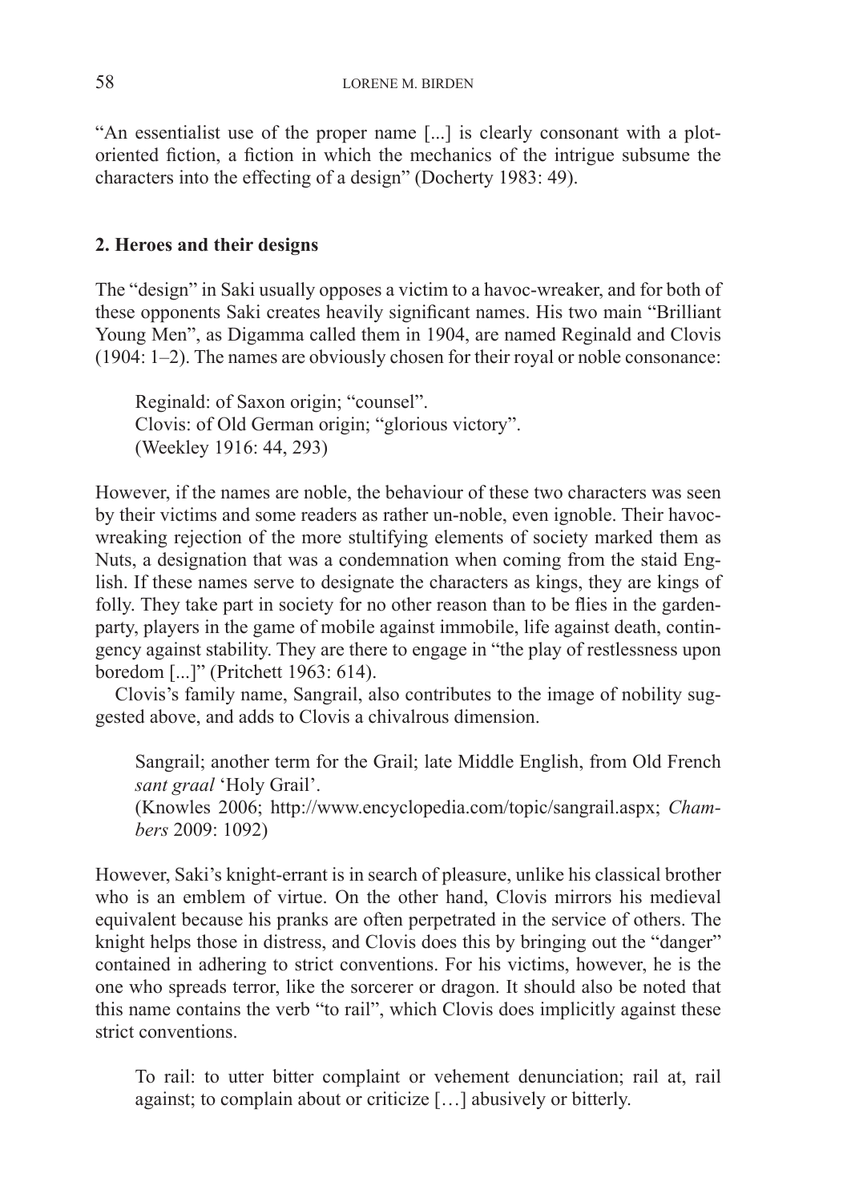"An essentialist use of the proper name [...] is clearly consonant with a plot-oriented fiction, a fiction in which the mechanics of the intrigue subsume the characters into the effecting of a design" (Docherty 1983: 49).

## 2. Heroes and their designs

The "design" in Saki usually opposes a victim to a havoc-wreaker, and for both of these opponents Saki creates heavily significant names. His two main "Brilliant Young Men", as Digamma called them in 1904, are named Reginald and Clovis (1904: 1–2). The names are obviously chosen for their royal or noble consonance:

> Reginald: of Saxon origin; "counsel".
> Clovis: of Old German origin; "glorious victory".
> (Weekley 1916: 44, 293)

However, if the names are noble, the behaviour of these two characters was seen by their victims and some readers as rather un-noble, even ignoble. Their havoc-wreaking rejection of the more stultifying elements of society marked them as Nuts, a designation that was a condemnation when coming from the staid English. If these names serve to designate the characters as kings, they are kings of folly. They take part in society for no other reason than to be flies in the garden-party, players in the game of mobile against immobile, life against death, contingency against stability. They are there to engage in "the play of restlessness upon boredom [...]" (Pritchett 1963: 614).

Clovis's family name, Sangrail, also contributes to the image of nobility suggested above, and adds to Clovis a chivalrous dimension.

> Sangrail; another term for the Grail; late Middle English, from Old French *sant graal* 'Holy Grail'.
> (Knowles 2006; http://www.encyclopedia.com/topic/sangrail.aspx; *Chambers* 2009: 1092)

However, Saki's knight-errant is in search of pleasure, unlike his classical brother who is an emblem of virtue. On the other hand, Clovis mirrors his medieval equivalent because his pranks are often perpetrated in the service of others. The knight helps those in distress, and Clovis does this by bringing out the "danger" contained in adhering to strict conventions. For his victims, however, he is the one who spreads terror, like the sorcerer or dragon. It should also be noted that this name contains the verb "to rail", which Clovis does implicitly against these strict conventions.

> To rail: to utter bitter complaint or vehement denunciation; rail at, rail against; to complain about or criticize […] abusively or bitterly.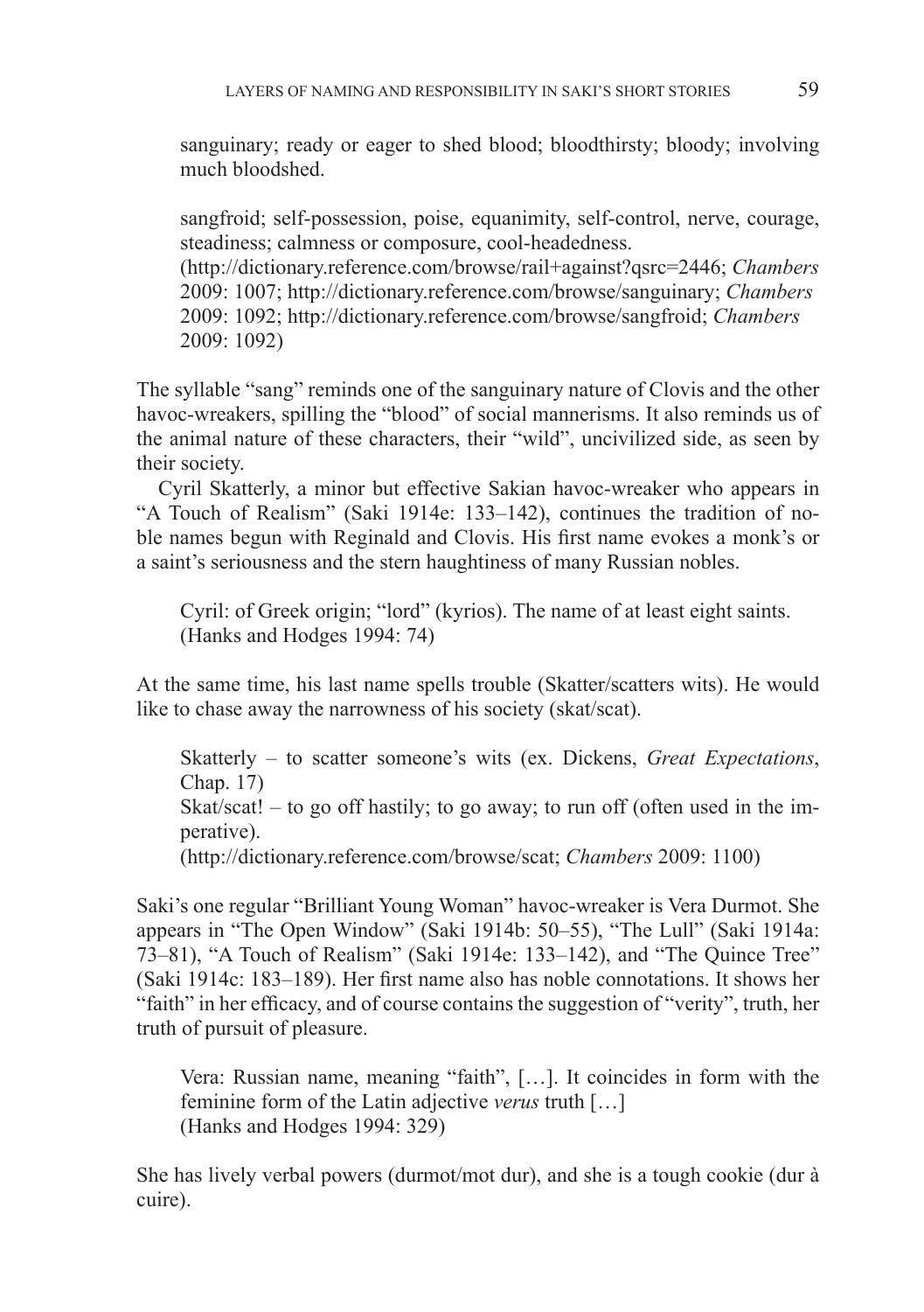> sanguinary; ready or eager to shed blood; bloodthirsty; bloody; involving much bloodshed.
>
> sangfroid; self-possession, poise, equanimity, self-control, nerve, courage, steadiness; calmness or composure, cool-headedness.
> (http://dictionary.reference.com/browse/rail+against?qsrc=2446; *Chambers* 2009: 1007; http://dictionary.reference.com/browse/sanguinary; *Chambers* 2009: 1092; http://dictionary.reference.com/browse/sangfroid; *Chambers* 2009: 1092)

The syllable "sang" reminds one of the sanguinary nature of Clovis and the other havoc-wreakers, spilling the "blood" of social mannerisms. It also reminds us of the animal nature of these characters, their "wild", uncivilized side, as seen by their society.

Cyril Skatterly, a minor but effective Sakian havoc-wreaker who appears in "A Touch of Realism" (Saki 1914e: 133–142), continues the tradition of noble names begun with Reginald and Clovis. His first name evokes a monk's or a saint's seriousness and the stern haughtiness of many Russian nobles.

> Cyril: of Greek origin; "lord" (kyrios). The name of at least eight saints.
> (Hanks and Hodges 1994: 74)

At the same time, his last name spells trouble (Skatter/scatters wits). He would like to chase away the narrowness of his society (skat/scat).

> Skatterly – to scatter someone's wits (ex. Dickens, *Great Expectations*, Chap. 17)
> Skat/scat! – to go off hastily; to go away; to run off (often used in the imperative).
> (http://dictionary.reference.com/browse/scat; *Chambers* 2009: 1100)

Saki's one regular "Brilliant Young Woman" havoc-wreaker is Vera Durmot. She appears in "The Open Window" (Saki 1914b: 50–55), "The Lull" (Saki 1914a: 73–81), "A Touch of Realism" (Saki 1914e: 133–142), and "The Quince Tree" (Saki 1914c: 183–189). Her first name also has noble connotations. It shows her "faith" in her efficacy, and of course contains the suggestion of "verity", truth, her truth of pursuit of pleasure.

> Vera: Russian name, meaning "faith", […]. It coincides in form with the feminine form of the Latin adjective *verus* truth […]
> (Hanks and Hodges 1994: 329)

She has lively verbal powers (durmot/mot dur), and she is a tough cookie (dur à cuire).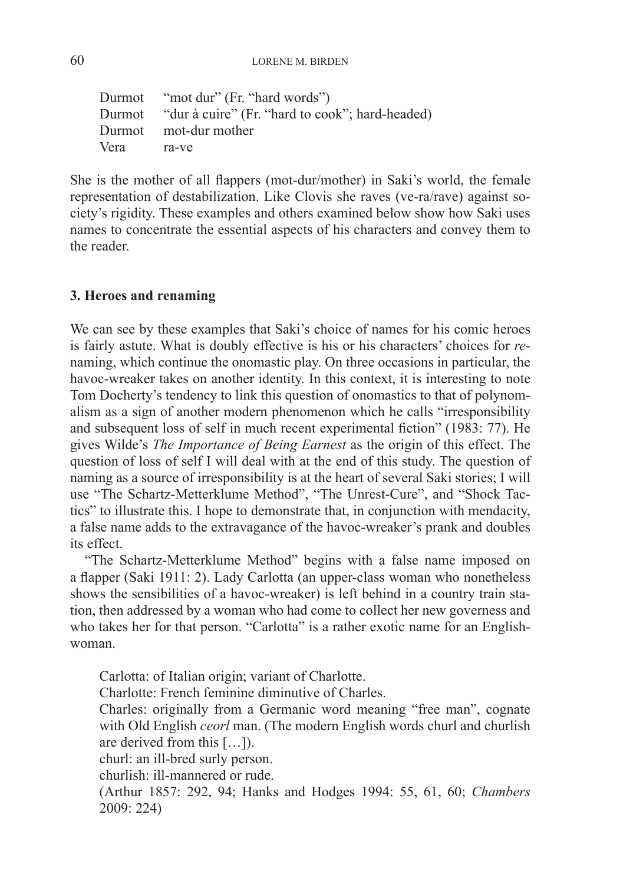| | |
|---|---|
| Durmot | "mot dur" (Fr. "hard words") |
| Durmot | "dur à cuire" (Fr. "hard to cook"; hard-headed) |
| Durmot | mot-dur mother |
| Vera | ra-ve |

She is the mother of all flappers (mot-dur/mother) in Saki's world, the female representation of destabilization. Like Clovis she raves (ve-ra/rave) against society's rigidity. These examples and others examined below show how Saki uses names to concentrate the essential aspects of his characters and convey them to the reader.

## 3. Heroes and renaming

We can see by these examples that Saki's choice of names for his comic heroes is fairly astute. What is doubly effective is his or his characters' choices for *re*-naming, which continue the onomastic play. On three occasions in particular, the havoc-wreaker takes on another identity. In this context, it is interesting to note Tom Docherty's tendency to link this question of onomastics to that of polynomalism as a sign of another modern phenomenon which he calls "irresponsibility and subsequent loss of self in much recent experimental fiction" (1983: 77). He gives Wilde's *The Importance of Being Earnest* as the origin of this effect. The question of loss of self I will deal with at the end of this study. The question of naming as a source of irresponsibility is at the heart of several Saki stories; I will use "The Schartz-Metterklume Method", "The Unrest-Cure", and "Shock Tactics" to illustrate this. I hope to demonstrate that, in conjunction with mendacity, a false name adds to the extravagance of the havoc-wreaker's prank and doubles its effect.

"The Schartz-Metterklume Method" begins with a false name imposed on a flapper (Saki 1911: 2). Lady Carlotta (an upper-class woman who nonetheless shows the sensibilities of a havoc-wreaker) is left behind in a country train station, then addressed by a woman who had come to collect her new governess and who takes her for that person. "Carlotta" is a rather exotic name for an Englishwoman.

> Carlotta: of Italian origin; variant of Charlotte.
> Charlotte: French feminine diminutive of Charles.
> Charles: originally from a Germanic word meaning "free man", cognate with Old English *ceorl* man. (The modern English words churl and churlish are derived from this […]).
> churl: an ill-bred surly person.
> churlish: ill-mannered or rude.
> (Arthur 1857: 292, 94; Hanks and Hodges 1994: 55, 61, 60; *Chambers* 2009: 224)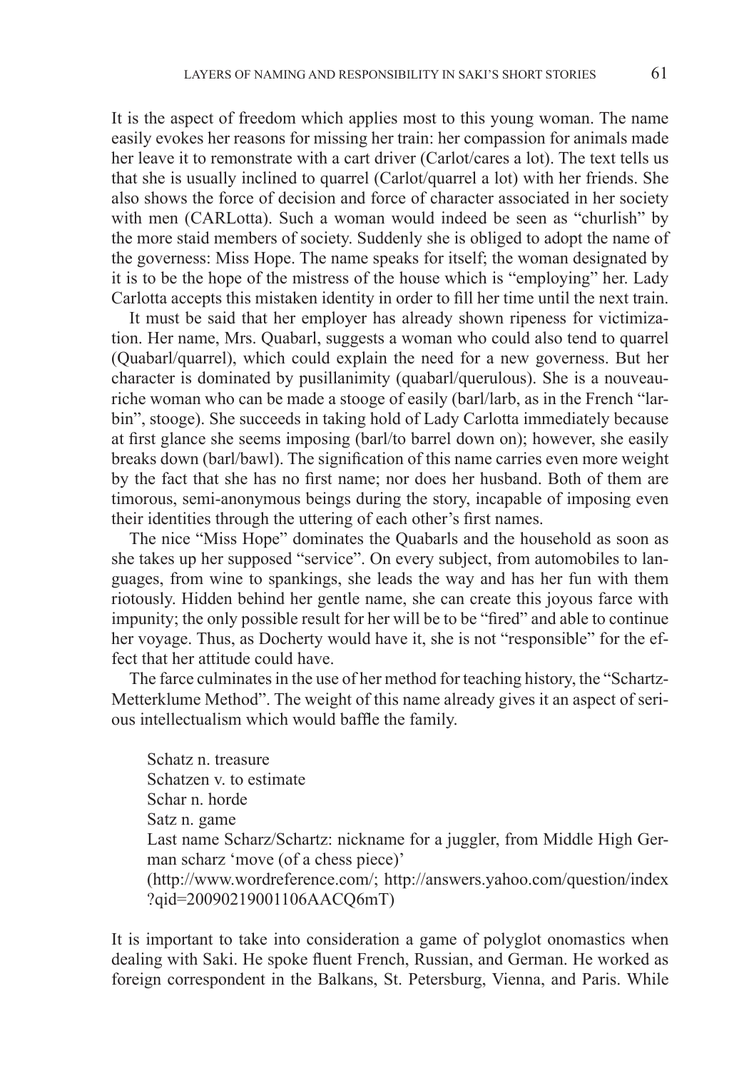It is the aspect of freedom which applies most to this young woman. The name easily evokes her reasons for missing her train: her compassion for animals made her leave it to remonstrate with a cart driver (Carlot/cares a lot). The text tells us that she is usually inclined to quarrel (Carlot/quarrel a lot) with her friends. She also shows the force of decision and force of character associated in her society with men (CARLotta). Such a woman would indeed be seen as "churlish" by the more staid members of society. Suddenly she is obliged to adopt the name of the governess: Miss Hope. The name speaks for itself; the woman designated by it is to be the hope of the mistress of the house which is "employing" her. Lady Carlotta accepts this mistaken identity in order to fill her time until the next train.

It must be said that her employer has already shown ripeness for victimization. Her name, Mrs. Quabarl, suggests a woman who could also tend to quarrel (Quabarl/quarrel), which could explain the need for a new governess. But her character is dominated by pusillanimity (quabarl/querulous). She is a nouveau-riche woman who can be made a stooge of easily (barl/larb, as in the French "larbin", stooge). She succeeds in taking hold of Lady Carlotta immediately because at first glance she seems imposing (barl/to barrel down on); however, she easily breaks down (barl/bawl). The signification of this name carries even more weight by the fact that she has no first name; nor does her husband. Both of them are timorous, semi-anonymous beings during the story, incapable of imposing even their identities through the uttering of each other's first names.

The nice "Miss Hope" dominates the Quabarls and the household as soon as she takes up her supposed "service". On every subject, from automobiles to languages, from wine to spankings, she leads the way and has her fun with them riotously. Hidden behind her gentle name, she can create this joyous farce with impunity; the only possible result for her will be to be "fired" and able to continue her voyage. Thus, as Docherty would have it, she is not "responsible" for the effect that her attitude could have.

The farce culminates in the use of her method for teaching history, the "Schartz-Metterklume Method". The weight of this name already gives it an aspect of serious intellectualism which would baffle the family.

> Schatz n. treasure
> Schatzen v. to estimate
> Schar n. horde
> Satz n. game
> Last name Scharz/Schartz: nickname for a juggler, from Middle High German scharz 'move (of a chess piece)'
> (http://www.wordreference.com/; http://answers.yahoo.com/question/index?qid=20090219001106AACQ6mT)

It is important to take into consideration a game of polyglot onomastics when dealing with Saki. He spoke fluent French, Russian, and German. He worked as foreign correspondent in the Balkans, St. Petersburg, Vienna, and Paris. While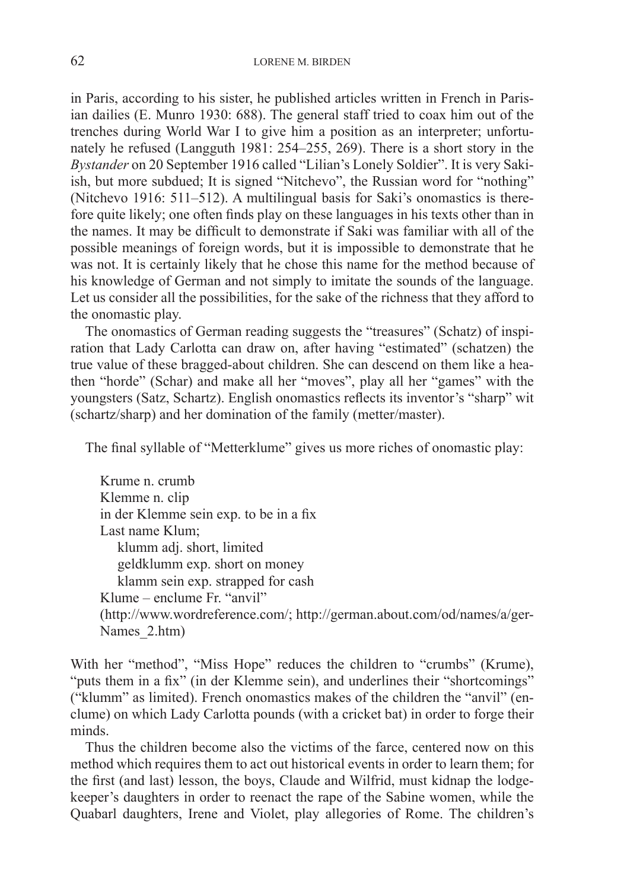in Paris, according to his sister, he published articles written in French in Parisian dailies (E. Munro 1930: 688). The general staff tried to coax him out of the trenches during World War I to give him a position as an interpreter; unfortunately he refused (Langguth 1981: 254–255, 269). There is a short story in the *Bystander* on 20 September 1916 called "Lilian's Lonely Soldier". It is very Saki-ish, but more subdued; It is signed "Nitchevo", the Russian word for "nothing" (Nitchevo 1916: 511–512). A multilingual basis for Saki's onomastics is therefore quite likely; one often finds play on these languages in his texts other than in the names. It may be difficult to demonstrate if Saki was familiar with all of the possible meanings of foreign words, but it is impossible to demonstrate that he was not. It is certainly likely that he chose this name for the method because of his knowledge of German and not simply to imitate the sounds of the language. Let us consider all the possibilities, for the sake of the richness that they afford to the onomastic play.

The onomastics of German reading suggests the "treasures" (Schatz) of inspiration that Lady Carlotta can draw on, after having "estimated" (schatzen) the true value of these bragged-about children. She can descend on them like a heathen "horde" (Schar) and make all her "moves", play all her "games" with the youngsters (Satz, Schartz). English onomastics reflects its inventor's "sharp" wit (schartz/sharp) and her domination of the family (metter/master).

The final syllable of "Metterklume" gives us more riches of onomastic play:

Krume n. crumb
Klemme n. clip
in der Klemme sein exp. to be in a fix
Last name Klum;
  klumm adj. short, limited
  geldklumm exp. short on money
  klamm sein exp. strapped for cash
Klume – enclume Fr. "anvil"
(http://www.wordreference.com/; http://german.about.com/od/names/a/gerNames_2.htm)

With her "method", "Miss Hope" reduces the children to "crumbs" (Krume), "puts them in a fix" (in der Klemme sein), and underlines their "shortcomings" ("klumm" as limited). French onomastics makes of the children the "anvil" (enclume) on which Lady Carlotta pounds (with a cricket bat) in order to forge their minds.

Thus the children become also the victims of the farce, centered now on this method which requires them to act out historical events in order to learn them; for the first (and last) lesson, the boys, Claude and Wilfrid, must kidnap the lodgekeeper's daughters in order to reenact the rape of the Sabine women, while the Quabarl daughters, Irene and Violet, play allegories of Rome. The children's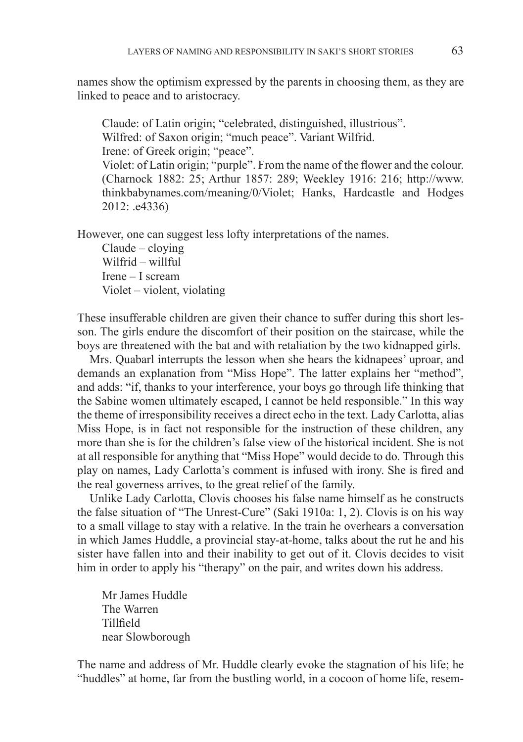names show the optimism expressed by the parents in choosing them, as they are linked to peace and to aristocracy.

> Claude: of Latin origin; "celebrated, distinguished, illustrious".
> Wilfred: of Saxon origin; "much peace". Variant Wilfrid.
> Irene: of Greek origin; "peace".
> Violet: of Latin origin; "purple". From the name of the flower and the colour. (Charnock 1882: 25; Arthur 1857: 289; Weekley 1916: 216; http://www.thinkbabynames.com/meaning/0/Violet; Hanks, Hardcastle and Hodges 2012: .e4336)

However, one can suggest less lofty interpretations of the names.

> Claude – cloying
> Wilfrid – willful
> Irene – I scream
> Violet – violent, violating

These insufferable children are given their chance to suffer during this short lesson. The girls endure the discomfort of their position on the staircase, while the boys are threatened with the bat and with retaliation by the two kidnapped girls.

Mrs. Quabarl interrupts the lesson when she hears the kidnapees' uproar, and demands an explanation from "Miss Hope". The latter explains her "method", and adds: "if, thanks to your interference, your boys go through life thinking that the Sabine women ultimately escaped, I cannot be held responsible." In this way the theme of irresponsibility receives a direct echo in the text. Lady Carlotta, alias Miss Hope, is in fact not responsible for the instruction of these children, any more than she is for the children's false view of the historical incident. She is not at all responsible for anything that "Miss Hope" would decide to do. Through this play on names, Lady Carlotta's comment is infused with irony. She is fired and the real governess arrives, to the great relief of the family.

Unlike Lady Carlotta, Clovis chooses his false name himself as he constructs the false situation of "The Unrest-Cure" (Saki 1910a: 1, 2). Clovis is on his way to a small village to stay with a relative. In the train he overhears a conversation in which James Huddle, a provincial stay-at-home, talks about the rut he and his sister have fallen into and their inability to get out of it. Clovis decides to visit him in order to apply his "therapy" on the pair, and writes down his address.

> Mr James Huddle
> The Warren
> Tillfield
> near Slowborough

The name and address of Mr. Huddle clearly evoke the stagnation of his life; he "huddles" at home, far from the bustling world, in a cocoon of home life, resem-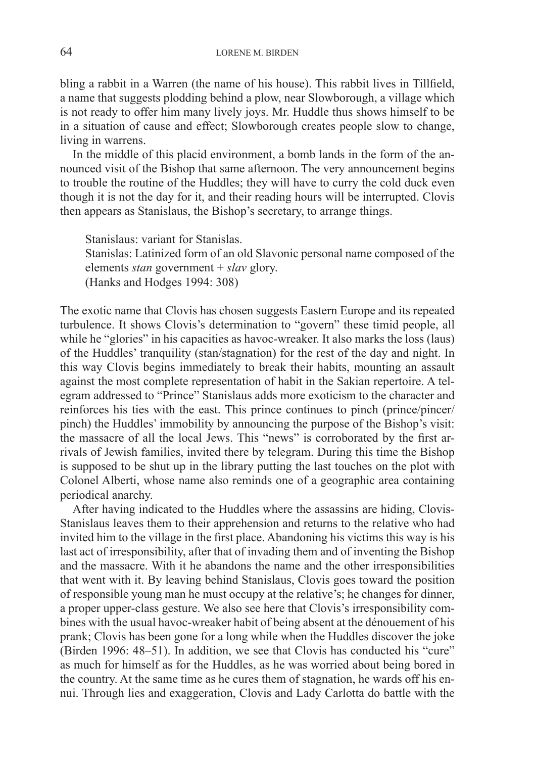bling a rabbit in a Warren (the name of his house). This rabbit lives in Tillfield, a name that suggests plodding behind a plow, near Slowborough, a village which is not ready to offer him many lively joys. Mr. Huddle thus shows himself to be in a situation of cause and effect; Slowborough creates people slow to change, living in warrens.

In the middle of this placid environment, a bomb lands in the form of the announced visit of the Bishop that same afternoon. The very announcement begins to trouble the routine of the Huddles; they will have to curry the cold duck even though it is not the day for it, and their reading hours will be interrupted. Clovis then appears as Stanislaus, the Bishop's secretary, to arrange things.

> Stanislaus: variant for Stanislas.
> Stanislas: Latinized form of an old Slavonic personal name composed of the elements *stan* government + *slav* glory.
> (Hanks and Hodges 1994: 308)

The exotic name that Clovis has chosen suggests Eastern Europe and its repeated turbulence. It shows Clovis's determination to "govern" these timid people, all while he "glories" in his capacities as havoc-wreaker. It also marks the loss (laus) of the Huddles' tranquility (stan/stagnation) for the rest of the day and night. In this way Clovis begins immediately to break their habits, mounting an assault against the most complete representation of habit in the Sakian repertoire. A telegram addressed to "Prince" Stanislaus adds more exoticism to the character and reinforces his ties with the east. This prince continues to pinch (prince/pincer/pinch) the Huddles' immobility by announcing the purpose of the Bishop's visit: the massacre of all the local Jews. This "news" is corroborated by the first arrivals of Jewish families, invited there by telegram. During this time the Bishop is supposed to be shut up in the library putting the last touches on the plot with Colonel Alberti, whose name also reminds one of a geographic area containing periodical anarchy.

After having indicated to the Huddles where the assassins are hiding, Clovis-Stanislaus leaves them to their apprehension and returns to the relative who had invited him to the village in the first place. Abandoning his victims this way is his last act of irresponsibility, after that of invading them and of inventing the Bishop and the massacre. With it he abandons the name and the other irresponsibilities that went with it. By leaving behind Stanislaus, Clovis goes toward the position of responsible young man he must occupy at the relative's; he changes for dinner, a proper upper-class gesture. We also see here that Clovis's irresponsibility combines with the usual havoc-wreaker habit of being absent at the dénouement of his prank; Clovis has been gone for a long while when the Huddles discover the joke (Birden 1996: 48–51). In addition, we see that Clovis has conducted his "cure" as much for himself as for the Huddles, as he was worried about being bored in the country. At the same time as he cures them of stagnation, he wards off his ennui. Through lies and exaggeration, Clovis and Lady Carlotta do battle with the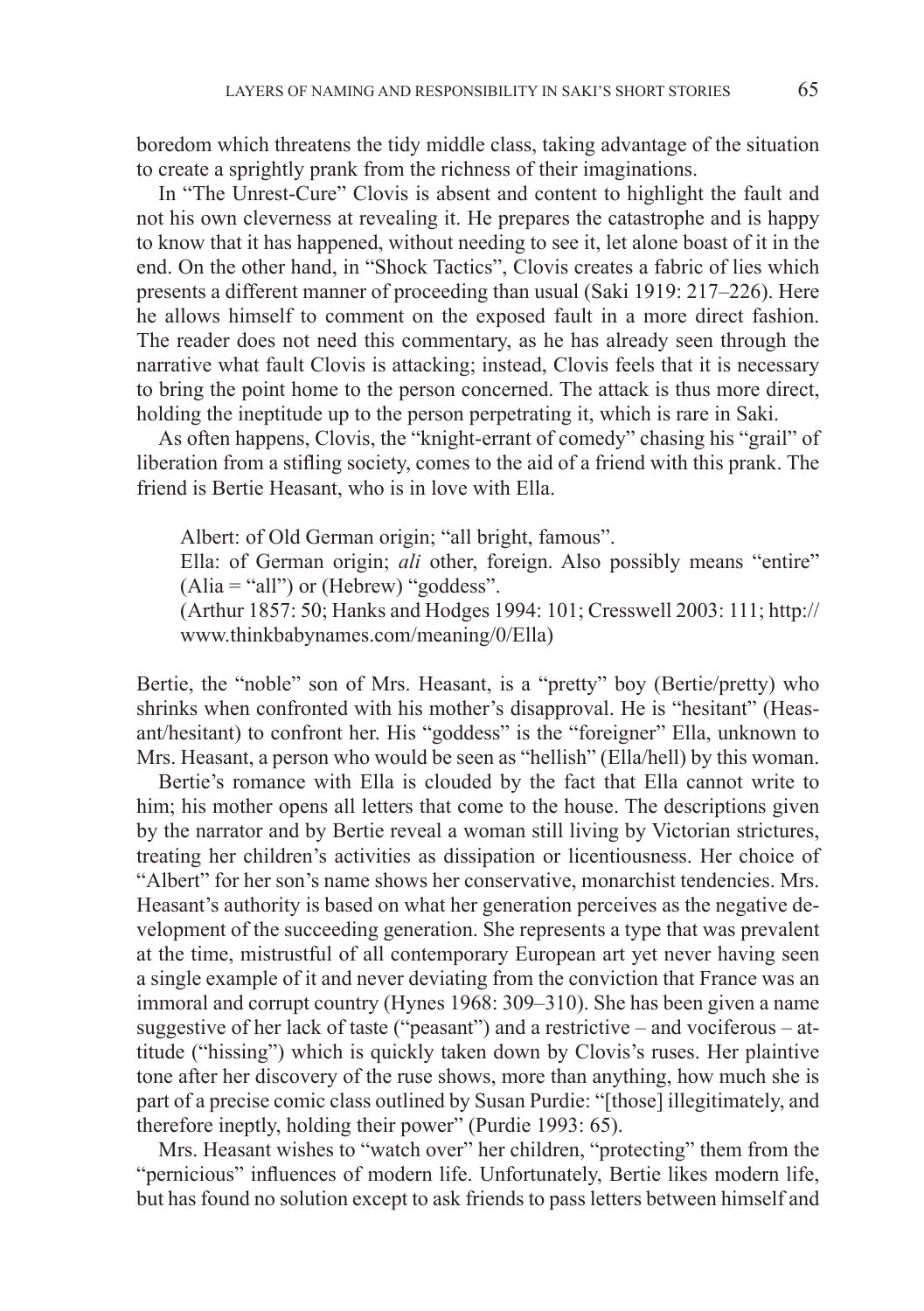boredom which threatens the tidy middle class, taking advantage of the situation to create a sprightly prank from the richness of their imaginations.

In "The Unrest-Cure" Clovis is absent and content to highlight the fault and not his own cleverness at revealing it. He prepares the catastrophe and is happy to know that it has happened, without needing to see it, let alone boast of it in the end. On the other hand, in "Shock Tactics", Clovis creates a fabric of lies which presents a different manner of proceeding than usual (Saki 1919: 217–226). Here he allows himself to comment on the exposed fault in a more direct fashion. The reader does not need this commentary, as he has already seen through the narrative what fault Clovis is attacking; instead, Clovis feels that it is necessary to bring the point home to the person concerned. The attack is thus more direct, holding the ineptitude up to the person perpetrating it, which is rare in Saki.

As often happens, Clovis, the "knight-errant of comedy" chasing his "grail" of liberation from a stifling society, comes to the aid of a friend with this prank. The friend is Bertie Heasant, who is in love with Ella.

> Albert: of Old German origin; "all bright, famous".
> Ella: of German origin; *ali* other, foreign. Also possibly means "entire" (Alia = "all") or (Hebrew) "goddess".
> (Arthur 1857: 50; Hanks and Hodges 1994: 101; Cresswell 2003: 111; http://www.thinkbabynames.com/meaning/0/Ella)

Bertie, the "noble" son of Mrs. Heasant, is a "pretty" boy (Bertie/pretty) who shrinks when confronted with his mother's disapproval. He is "hesitant" (Heasant/hesitant) to confront her. His "goddess" is the "foreigner" Ella, unknown to Mrs. Heasant, a person who would be seen as "hellish" (Ella/hell) by this woman.

Bertie's romance with Ella is clouded by the fact that Ella cannot write to him; his mother opens all letters that come to the house. The descriptions given by the narrator and by Bertie reveal a woman still living by Victorian strictures, treating her children's activities as dissipation or licentiousness. Her choice of "Albert" for her son's name shows her conservative, monarchist tendencies. Mrs. Heasant's authority is based on what her generation perceives as the negative development of the succeeding generation. She represents a type that was prevalent at the time, mistrustful of all contemporary European art yet never having seen a single example of it and never deviating from the conviction that France was an immoral and corrupt country (Hynes 1968: 309–310). She has been given a name suggestive of her lack of taste ("peasant") and a restrictive – and vociferous – attitude ("hissing") which is quickly taken down by Clovis's ruses. Her plaintive tone after her discovery of the ruse shows, more than anything, how much she is part of a precise comic class outlined by Susan Purdie: "[those] illegitimately, and therefore ineptly, holding their power" (Purdie 1993: 65).

Mrs. Heasant wishes to "watch over" her children, "protecting" them from the "pernicious" influences of modern life. Unfortunately, Bertie likes modern life, but has found no solution except to ask friends to pass letters between himself and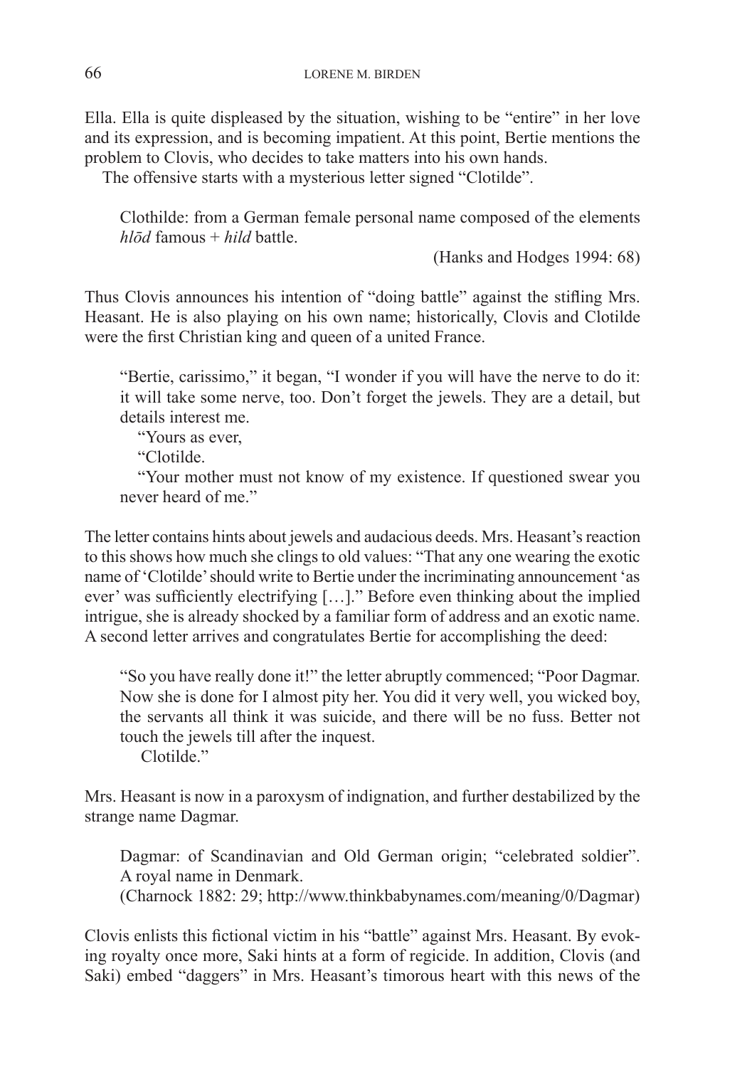Ella. Ella is quite displeased by the situation, wishing to be "entire" in her love and its expression, and is becoming impatient. At this point, Bertie mentions the problem to Clovis, who decides to take matters into his own hands.

The offensive starts with a mysterious letter signed "Clotilde".

> Clothilde: from a German female personal name composed of the elements *hlōd* famous + *hild* battle.
>
> (Hanks and Hodges 1994: 68)

Thus Clovis announces his intention of "doing battle" against the stifling Mrs. Heasant. He is also playing on his own name; historically, Clovis and Clotilde were the first Christian king and queen of a united France.

> "Bertie, carissimo," it began, "I wonder if you will have the nerve to do it: it will take some nerve, too. Don't forget the jewels. They are a detail, but details interest me.
>
> "Yours as ever,
>
> "Clotilde.
>
> "Your mother must not know of my existence. If questioned swear you never heard of me."

The letter contains hints about jewels and audacious deeds. Mrs. Heasant's reaction to this shows how much she clings to old values: "That any one wearing the exotic name of 'Clotilde' should write to Bertie under the incriminating announcement 'as ever' was sufficiently electrifying […]." Before even thinking about the implied intrigue, she is already shocked by a familiar form of address and an exotic name. A second letter arrives and congratulates Bertie for accomplishing the deed:

> "So you have really done it!" the letter abruptly commenced; "Poor Dagmar. Now she is done for I almost pity her. You did it very well, you wicked boy, the servants all think it was suicide, and there will be no fuss. Better not touch the jewels till after the inquest.
>
> Clotilde."

Mrs. Heasant is now in a paroxysm of indignation, and further destabilized by the strange name Dagmar.

> Dagmar: of Scandinavian and Old German origin; "celebrated soldier". A royal name in Denmark.
>
> (Charnock 1882: 29; http://www.thinkbabynames.com/meaning/0/Dagmar)

Clovis enlists this fictional victim in his "battle" against Mrs. Heasant. By evoking royalty once more, Saki hints at a form of regicide. In addition, Clovis (and Saki) embed "daggers" in Mrs. Heasant's timorous heart with this news of the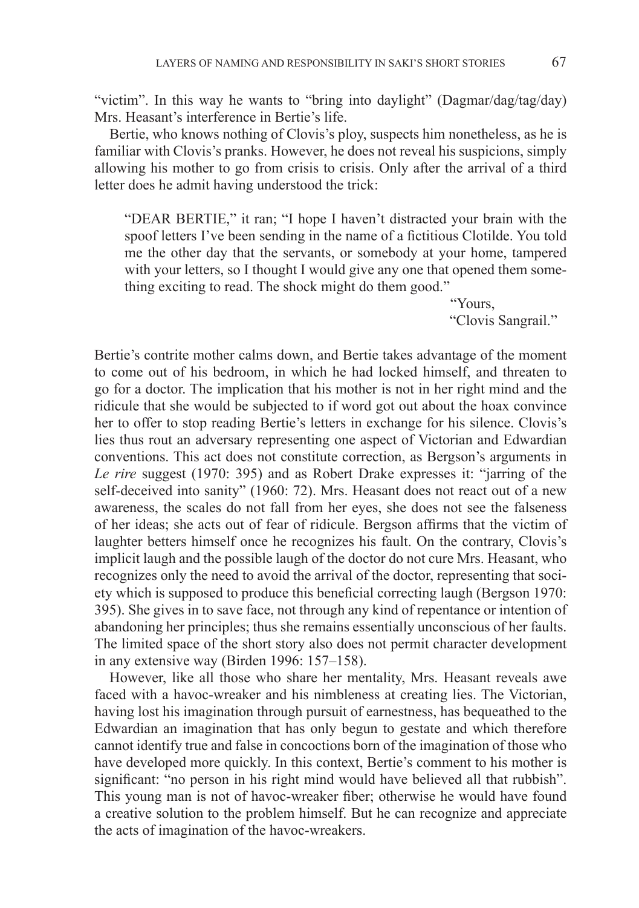"victim". In this way he wants to "bring into daylight" (Dagmar/dag/tag/day) Mrs. Heasant's interference in Bertie's life.

Bertie, who knows nothing of Clovis's ploy, suspects him nonetheless, as he is familiar with Clovis's pranks. However, he does not reveal his suspicions, simply allowing his mother to go from crisis to crisis. Only after the arrival of a third letter does he admit having understood the trick:

> "DEAR BERTIE," it ran; "I hope I haven't distracted your brain with the spoof letters I've been sending in the name of a fictitious Clotilde. You told me the other day that the servants, or somebody at your home, tampered with your letters, so I thought I would give any one that opened them something exciting to read. The shock might do them good."
>
> "Yours,
> "Clovis Sangrail."

Bertie's contrite mother calms down, and Bertie takes advantage of the moment to come out of his bedroom, in which he had locked himself, and threaten to go for a doctor. The implication that his mother is not in her right mind and the ridicule that she would be subjected to if word got out about the hoax convince her to offer to stop reading Bertie's letters in exchange for his silence. Clovis's lies thus rout an adversary representing one aspect of Victorian and Edwardian conventions. This act does not constitute correction, as Bergson's arguments in *Le rire* suggest (1970: 395) and as Robert Drake expresses it: "jarring of the self-deceived into sanity" (1960: 72). Mrs. Heasant does not react out of a new awareness, the scales do not fall from her eyes, she does not see the falseness of her ideas; she acts out of fear of ridicule. Bergson affirms that the victim of laughter betters himself once he recognizes his fault. On the contrary, Clovis's implicit laugh and the possible laugh of the doctor do not cure Mrs. Heasant, who recognizes only the need to avoid the arrival of the doctor, representing that society which is supposed to produce this beneficial correcting laugh (Bergson 1970: 395). She gives in to save face, not through any kind of repentance or intention of abandoning her principles; thus she remains essentially unconscious of her faults. The limited space of the short story also does not permit character development in any extensive way (Birden 1996: 157–158).

However, like all those who share her mentality, Mrs. Heasant reveals awe faced with a havoc-wreaker and his nimbleness at creating lies. The Victorian, having lost his imagination through pursuit of earnestness, has bequeathed to the Edwardian an imagination that has only begun to gestate and which therefore cannot identify true and false in concoctions born of the imagination of those who have developed more quickly. In this context, Bertie's comment to his mother is significant: "no person in his right mind would have believed all that rubbish". This young man is not of havoc-wreaker fiber; otherwise he would have found a creative solution to the problem himself. But he can recognize and appreciate the acts of imagination of the havoc-wreakers.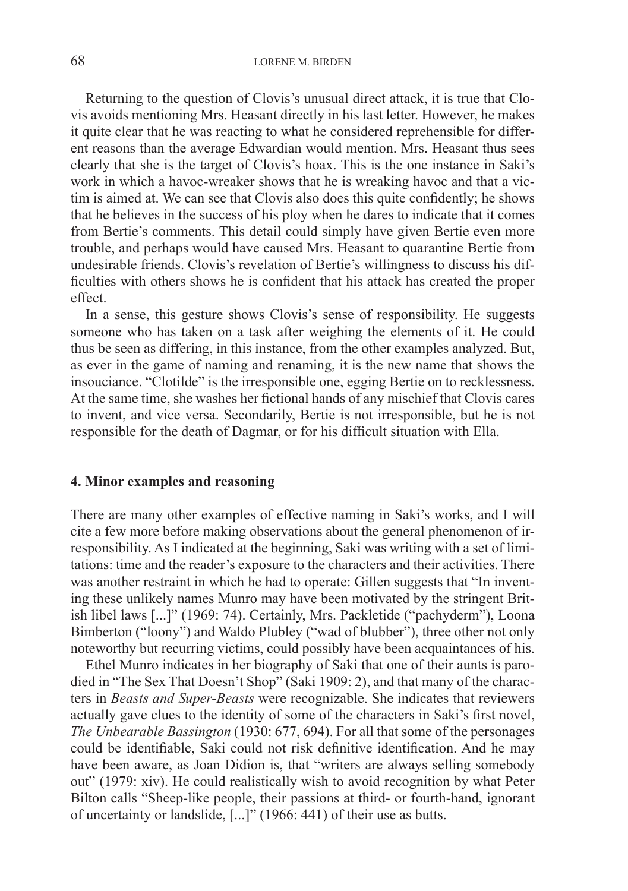Returning to the question of Clovis's unusual direct attack, it is true that Clovis avoids mentioning Mrs. Heasant directly in his last letter. However, he makes it quite clear that he was reacting to what he considered reprehensible for different reasons than the average Edwardian would mention. Mrs. Heasant thus sees clearly that she is the target of Clovis's hoax. This is the one instance in Saki's work in which a havoc-wreaker shows that he is wreaking havoc and that a victim is aimed at. We can see that Clovis also does this quite confidently; he shows that he believes in the success of his ploy when he dares to indicate that it comes from Bertie's comments. This detail could simply have given Bertie even more trouble, and perhaps would have caused Mrs. Heasant to quarantine Bertie from undesirable friends. Clovis's revelation of Bertie's willingness to discuss his difficulties with others shows he is confident that his attack has created the proper effect.

In a sense, this gesture shows Clovis's sense of responsibility. He suggests someone who has taken on a task after weighing the elements of it. He could thus be seen as differing, in this instance, from the other examples analyzed. But, as ever in the game of naming and renaming, it is the new name that shows the insouciance. "Clotilde" is the irresponsible one, egging Bertie on to recklessness. At the same time, she washes her fictional hands of any mischief that Clovis cares to invent, and vice versa. Secondarily, Bertie is not irresponsible, but he is not responsible for the death of Dagmar, or for his difficult situation with Ella.

## 4. Minor examples and reasoning

There are many other examples of effective naming in Saki's works, and I will cite a few more before making observations about the general phenomenon of irresponsibility. As I indicated at the beginning, Saki was writing with a set of limitations: time and the reader's exposure to the characters and their activities. There was another restraint in which he had to operate: Gillen suggests that "In inventing these unlikely names Munro may have been motivated by the stringent British libel laws [...]" (1969: 74). Certainly, Mrs. Packletide ("pachyderm"), Loona Bimberton ("loony") and Waldo Plubley ("wad of blubber"), three other not only noteworthy but recurring victims, could possibly have been acquaintances of his.

Ethel Munro indicates in her biography of Saki that one of their aunts is parodied in "The Sex That Doesn't Shop" (Saki 1909: 2), and that many of the characters in *Beasts and Super-Beasts* were recognizable. She indicates that reviewers actually gave clues to the identity of some of the characters in Saki's first novel, *The Unbearable Bassington* (1930: 677, 694). For all that some of the personages could be identifiable, Saki could not risk definitive identification. And he may have been aware, as Joan Didion is, that "writers are always selling somebody out" (1979: xiv). He could realistically wish to avoid recognition by what Peter Bilton calls "Sheep-like people, their passions at third- or fourth-hand, ignorant of uncertainty or landslide, [...]" (1966: 441) of their use as butts.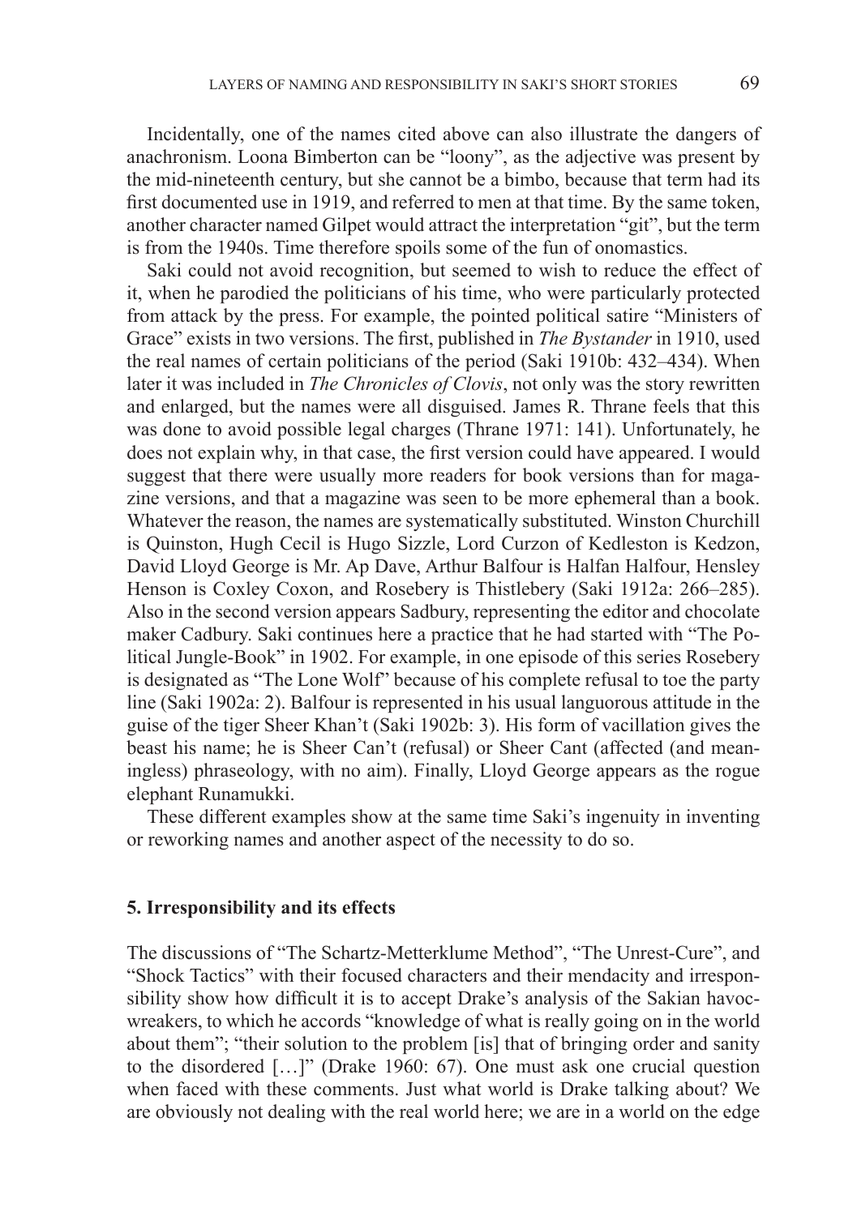Incidentally, one of the names cited above can also illustrate the dangers of anachronism. Loona Bimberton can be "loony", as the adjective was present by the mid-nineteenth century, but she cannot be a bimbo, because that term had its first documented use in 1919, and referred to men at that time. By the same token, another character named Gilpet would attract the interpretation "git", but the term is from the 1940s. Time therefore spoils some of the fun of onomastics.

Saki could not avoid recognition, but seemed to wish to reduce the effect of it, when he parodied the politicians of his time, who were particularly protected from attack by the press. For example, the pointed political satire "Ministers of Grace" exists in two versions. The first, published in *The Bystander* in 1910, used the real names of certain politicians of the period (Saki 1910b: 432–434). When later it was included in *The Chronicles of Clovis*, not only was the story rewritten and enlarged, but the names were all disguised. James R. Thrane feels that this was done to avoid possible legal charges (Thrane 1971: 141). Unfortunately, he does not explain why, in that case, the first version could have appeared. I would suggest that there were usually more readers for book versions than for magazine versions, and that a magazine was seen to be more ephemeral than a book. Whatever the reason, the names are systematically substituted. Winston Churchill is Quinston, Hugh Cecil is Hugo Sizzle, Lord Curzon of Kedleston is Kedzon, David Lloyd George is Mr. Ap Dave, Arthur Balfour is Halfan Halfour, Hensley Henson is Coxley Coxon, and Rosebery is Thistlebery (Saki 1912a: 266–285). Also in the second version appears Sadbury, representing the editor and chocolate maker Cadbury. Saki continues here a practice that he had started with "The Political Jungle-Book" in 1902. For example, in one episode of this series Rosebery is designated as "The Lone Wolf" because of his complete refusal to toe the party line (Saki 1902a: 2). Balfour is represented in his usual languorous attitude in the guise of the tiger Sheer Khan't (Saki 1902b: 3). His form of vacillation gives the beast his name; he is Sheer Can't (refusal) or Sheer Cant (affected (and meaningless) phraseology, with no aim). Finally, Lloyd George appears as the rogue elephant Runamukki.

These different examples show at the same time Saki's ingenuity in inventing or reworking names and another aspect of the necessity to do so.

## 5. Irresponsibility and its effects

The discussions of "The Schartz-Metterklume Method", "The Unrest-Cure", and "Shock Tactics" with their focused characters and their mendacity and irresponsibility show how difficult it is to accept Drake's analysis of the Sakian havoc-wreakers, to which he accords "knowledge of what is really going on in the world about them"; "their solution to the problem [is] that of bringing order and sanity to the disordered […]" (Drake 1960: 67). One must ask one crucial question when faced with these comments. Just what world is Drake talking about? We are obviously not dealing with the real world here; we are in a world on the edge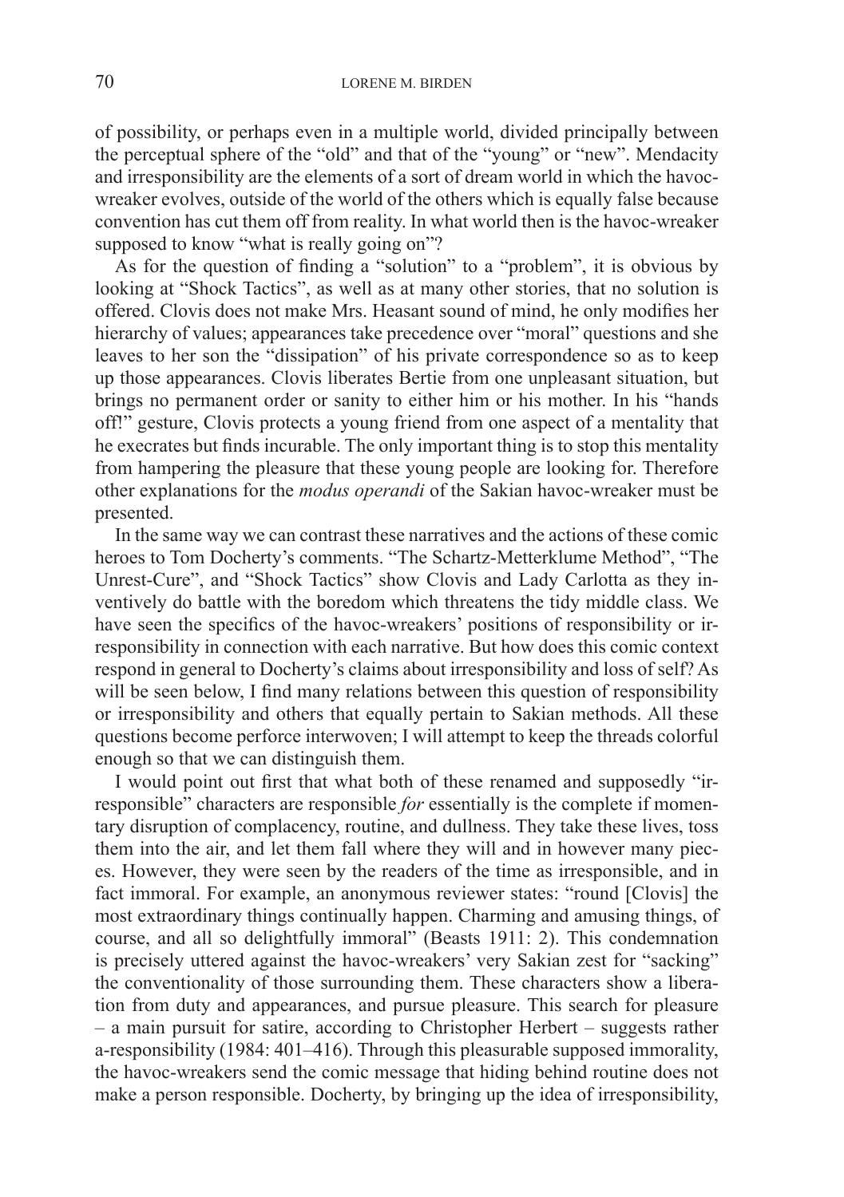of possibility, or perhaps even in a multiple world, divided principally between the perceptual sphere of the "old" and that of the "young" or "new". Mendacity and irresponsibility are the elements of a sort of dream world in which the havoc-wreaker evolves, outside of the world of the others which is equally false because convention has cut them off from reality. In what world then is the havoc-wreaker supposed to know "what is really going on"?

As for the question of finding a "solution" to a "problem", it is obvious by looking at "Shock Tactics", as well as at many other stories, that no solution is offered. Clovis does not make Mrs. Heasant sound of mind, he only modifies her hierarchy of values; appearances take precedence over "moral" questions and she leaves to her son the "dissipation" of his private correspondence so as to keep up those appearances. Clovis liberates Bertie from one unpleasant situation, but brings no permanent order or sanity to either him or his mother. In his "hands off!" gesture, Clovis protects a young friend from one aspect of a mentality that he execrates but finds incurable. The only important thing is to stop this mentality from hampering the pleasure that these young people are looking for. Therefore other explanations for the *modus operandi* of the Sakian havoc-wreaker must be presented.

In the same way we can contrast these narratives and the actions of these comic heroes to Tom Docherty's comments. "The Schartz-Metterklume Method", "The Unrest-Cure", and "Shock Tactics" show Clovis and Lady Carlotta as they inventively do battle with the boredom which threatens the tidy middle class. We have seen the specifics of the havoc-wreakers' positions of responsibility or irresponsibility in connection with each narrative. But how does this comic context respond in general to Docherty's claims about irresponsibility and loss of self? As will be seen below, I find many relations between this question of responsibility or irresponsibility and others that equally pertain to Sakian methods. All these questions become perforce interwoven; I will attempt to keep the threads colorful enough so that we can distinguish them.

I would point out first that what both of these renamed and supposedly "irresponsible" characters are responsible *for* essentially is the complete if momentary disruption of complacency, routine, and dullness. They take these lives, toss them into the air, and let them fall where they will and in however many pieces. However, they were seen by the readers of the time as irresponsible, and in fact immoral. For example, an anonymous reviewer states: "round [Clovis] the most extraordinary things continually happen. Charming and amusing things, of course, and all so delightfully immoral" (Beasts 1911: 2). This condemnation is precisely uttered against the havoc-wreakers' very Sakian zest for "sacking" the conventionality of those surrounding them. These characters show a liberation from duty and appearances, and pursue pleasure. This search for pleasure – a main pursuit for satire, according to Christopher Herbert – suggests rather a-responsibility (1984: 401–416). Through this pleasurable supposed immorality, the havoc-wreakers send the comic message that hiding behind routine does not make a person responsible. Docherty, by bringing up the idea of irresponsibility,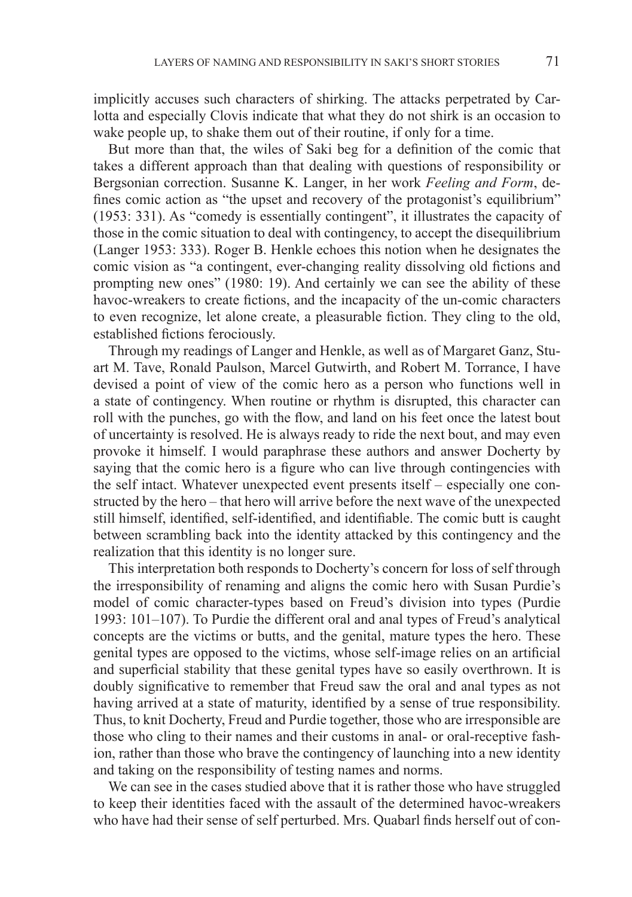implicitly accuses such characters of shirking. The attacks perpetrated by Carlotta and especially Clovis indicate that what they do not shirk is an occasion to wake people up, to shake them out of their routine, if only for a time.

But more than that, the wiles of Saki beg for a definition of the comic that takes a different approach than that dealing with questions of responsibility or Bergsonian correction. Susanne K. Langer, in her work *Feeling and Form*, defines comic action as "the upset and recovery of the protagonist's equilibrium" (1953: 331). As "comedy is essentially contingent", it illustrates the capacity of those in the comic situation to deal with contingency, to accept the disequilibrium (Langer 1953: 333). Roger B. Henkle echoes this notion when he designates the comic vision as "a contingent, ever-changing reality dissolving old fictions and prompting new ones" (1980: 19). And certainly we can see the ability of these havoc-wreakers to create fictions, and the incapacity of the un-comic characters to even recognize, let alone create, a pleasurable fiction. They cling to the old, established fictions ferociously.

Through my readings of Langer and Henkle, as well as of Margaret Ganz, Stuart M. Tave, Ronald Paulson, Marcel Gutwirth, and Robert M. Torrance, I have devised a point of view of the comic hero as a person who functions well in a state of contingency. When routine or rhythm is disrupted, this character can roll with the punches, go with the flow, and land on his feet once the latest bout of uncertainty is resolved. He is always ready to ride the next bout, and may even provoke it himself. I would paraphrase these authors and answer Docherty by saying that the comic hero is a figure who can live through contingencies with the self intact. Whatever unexpected event presents itself – especially one constructed by the hero – that hero will arrive before the next wave of the unexpected still himself, identified, self-identified, and identifiable. The comic butt is caught between scrambling back into the identity attacked by this contingency and the realization that this identity is no longer sure.

This interpretation both responds to Docherty's concern for loss of self through the irresponsibility of renaming and aligns the comic hero with Susan Purdie's model of comic character-types based on Freud's division into types (Purdie 1993: 101–107). To Purdie the different oral and anal types of Freud's analytical concepts are the victims or butts, and the genital, mature types the hero. These genital types are opposed to the victims, whose self-image relies on an artificial and superficial stability that these genital types have so easily overthrown. It is doubly significative to remember that Freud saw the oral and anal types as not having arrived at a state of maturity, identified by a sense of true responsibility. Thus, to knit Docherty, Freud and Purdie together, those who are irresponsible are those who cling to their names and their customs in anal- or oral-receptive fashion, rather than those who brave the contingency of launching into a new identity and taking on the responsibility of testing names and norms.

We can see in the cases studied above that it is rather those who have struggled to keep their identities faced with the assault of the determined havoc-wreakers who have had their sense of self perturbed. Mrs. Quabarl finds herself out of con-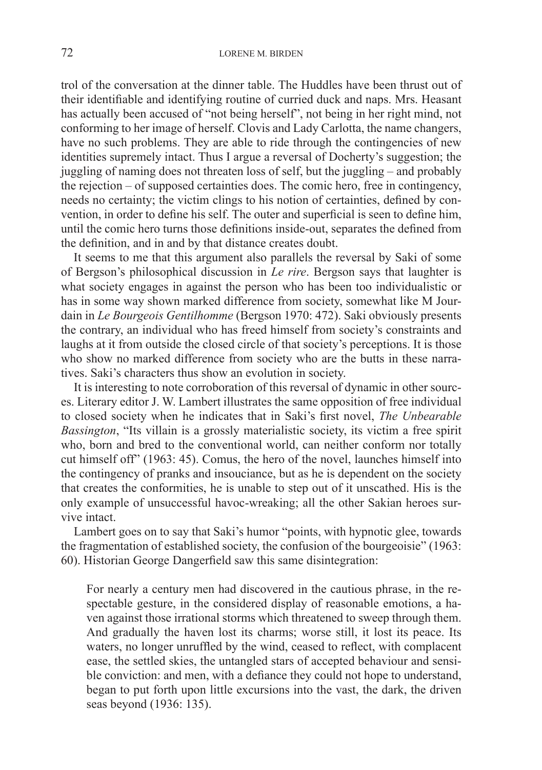trol of the conversation at the dinner table. The Huddles have been thrust out of their identifiable and identifying routine of curried duck and naps. Mrs. Heasant has actually been accused of "not being herself", not being in her right mind, not conforming to her image of herself. Clovis and Lady Carlotta, the name changers, have no such problems. They are able to ride through the contingencies of new identities supremely intact. Thus I argue a reversal of Docherty's suggestion; the juggling of naming does not threaten loss of self, but the juggling – and probably the rejection – of supposed certainties does. The comic hero, free in contingency, needs no certainty; the victim clings to his notion of certainties, defined by convention, in order to define his self. The outer and superficial is seen to define him, until the comic hero turns those definitions inside-out, separates the defined from the definition, and in and by that distance creates doubt.

It seems to me that this argument also parallels the reversal by Saki of some of Bergson's philosophical discussion in *Le rire*. Bergson says that laughter is what society engages in against the person who has been too individualistic or has in some way shown marked difference from society, somewhat like M Jourdain in *Le Bourgeois Gentilhomme* (Bergson 1970: 472). Saki obviously presents the contrary, an individual who has freed himself from society's constraints and laughs at it from outside the closed circle of that society's perceptions. It is those who show no marked difference from society who are the butts in these narratives. Saki's characters thus show an evolution in society.

It is interesting to note corroboration of this reversal of dynamic in other sources. Literary editor J. W. Lambert illustrates the same opposition of free individual to closed society when he indicates that in Saki's first novel, *The Unbearable Bassington*, "Its villain is a grossly materialistic society, its victim a free spirit who, born and bred to the conventional world, can neither conform nor totally cut himself off" (1963: 45). Comus, the hero of the novel, launches himself into the contingency of pranks and insouciance, but as he is dependent on the society that creates the conformities, he is unable to step out of it unscathed. His is the only example of unsuccessful havoc-wreaking; all the other Sakian heroes survive intact.

Lambert goes on to say that Saki's humor "points, with hypnotic glee, towards the fragmentation of established society, the confusion of the bourgeoisie" (1963: 60). Historian George Dangerfield saw this same disintegration:

> For nearly a century men had discovered in the cautious phrase, in the respectable gesture, in the considered display of reasonable emotions, a haven against those irrational storms which threatened to sweep through them. And gradually the haven lost its charms; worse still, it lost its peace. Its waters, no longer unruffled by the wind, ceased to reflect, with complacent ease, the settled skies, the untangled stars of accepted behaviour and sensible conviction: and men, with a defiance they could not hope to understand, began to put forth upon little excursions into the vast, the dark, the driven seas beyond (1936: 135).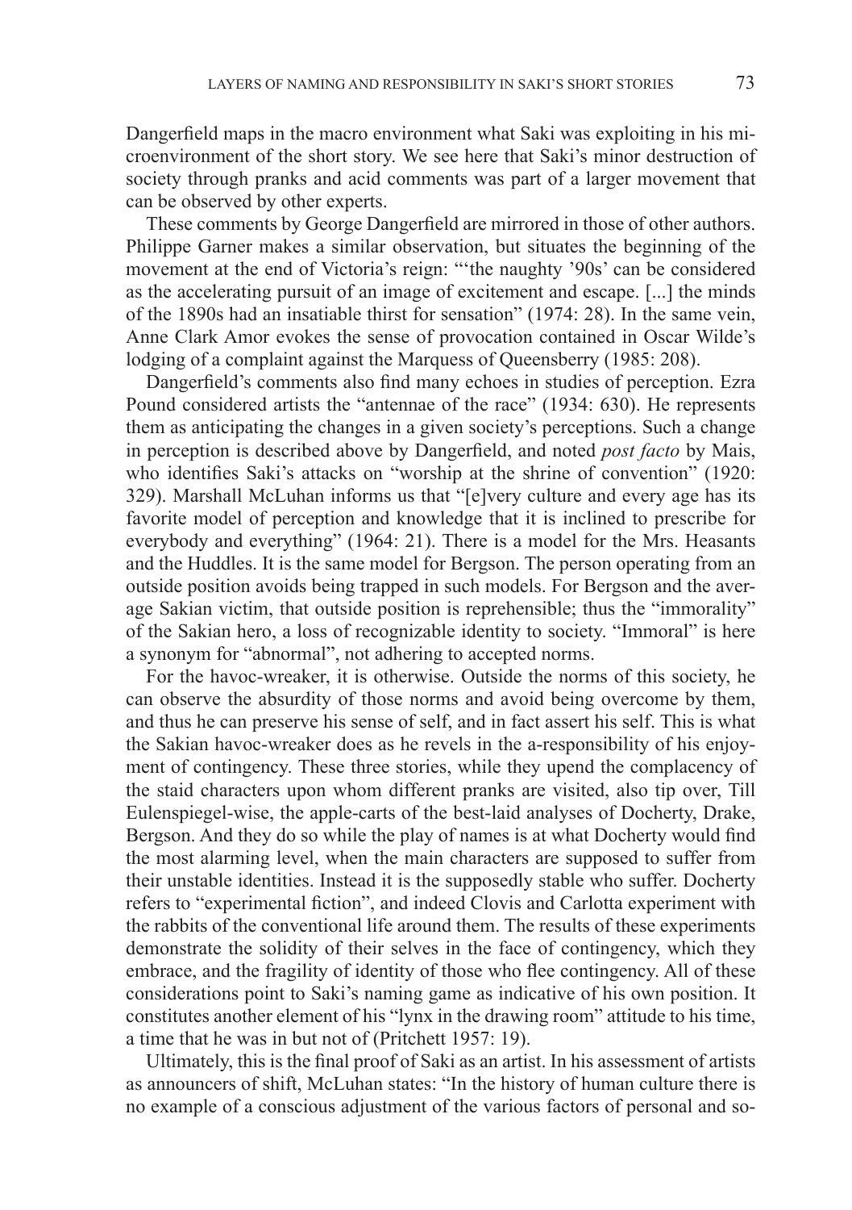Dangerfield maps in the macro environment what Saki was exploiting in his microenvironment of the short story. We see here that Saki's minor destruction of society through pranks and acid comments was part of a larger movement that can be observed by other experts.

These comments by George Dangerfield are mirrored in those of other authors. Philippe Garner makes a similar observation, but situates the beginning of the movement at the end of Victoria's reign: "'the naughty '90s' can be considered as the accelerating pursuit of an image of excitement and escape. [...] the minds of the 1890s had an insatiable thirst for sensation" (1974: 28). In the same vein, Anne Clark Amor evokes the sense of provocation contained in Oscar Wilde's lodging of a complaint against the Marquess of Queensberry (1985: 208).

Dangerfield's comments also find many echoes in studies of perception. Ezra Pound considered artists the "antennae of the race" (1934: 630). He represents them as anticipating the changes in a given society's perceptions. Such a change in perception is described above by Dangerfield, and noted *post facto* by Mais, who identifies Saki's attacks on "worship at the shrine of convention" (1920: 329). Marshall McLuhan informs us that "[e]very culture and every age has its favorite model of perception and knowledge that it is inclined to prescribe for everybody and everything" (1964: 21). There is a model for the Mrs. Heasants and the Huddles. It is the same model for Bergson. The person operating from an outside position avoids being trapped in such models. For Bergson and the average Sakian victim, that outside position is reprehensible; thus the "immorality" of the Sakian hero, a loss of recognizable identity to society. "Immoral" is here a synonym for "abnormal", not adhering to accepted norms.

For the havoc-wreaker, it is otherwise. Outside the norms of this society, he can observe the absurdity of those norms and avoid being overcome by them, and thus he can preserve his sense of self, and in fact assert his self. This is what the Sakian havoc-wreaker does as he revels in the a-responsibility of his enjoyment of contingency. These three stories, while they upend the complacency of the staid characters upon whom different pranks are visited, also tip over, Till Eulenspiegel-wise, the apple-carts of the best-laid analyses of Docherty, Drake, Bergson. And they do so while the play of names is at what Docherty would find the most alarming level, when the main characters are supposed to suffer from their unstable identities. Instead it is the supposedly stable who suffer. Docherty refers to "experimental fiction", and indeed Clovis and Carlotta experiment with the rabbits of the conventional life around them. The results of these experiments demonstrate the solidity of their selves in the face of contingency, which they embrace, and the fragility of identity of those who flee contingency. All of these considerations point to Saki's naming game as indicative of his own position. It constitutes another element of his "lynx in the drawing room" attitude to his time, a time that he was in but not of (Pritchett 1957: 19).

Ultimately, this is the final proof of Saki as an artist. In his assessment of artists as announcers of shift, McLuhan states: "In the history of human culture there is no example of a conscious adjustment of the various factors of personal and so-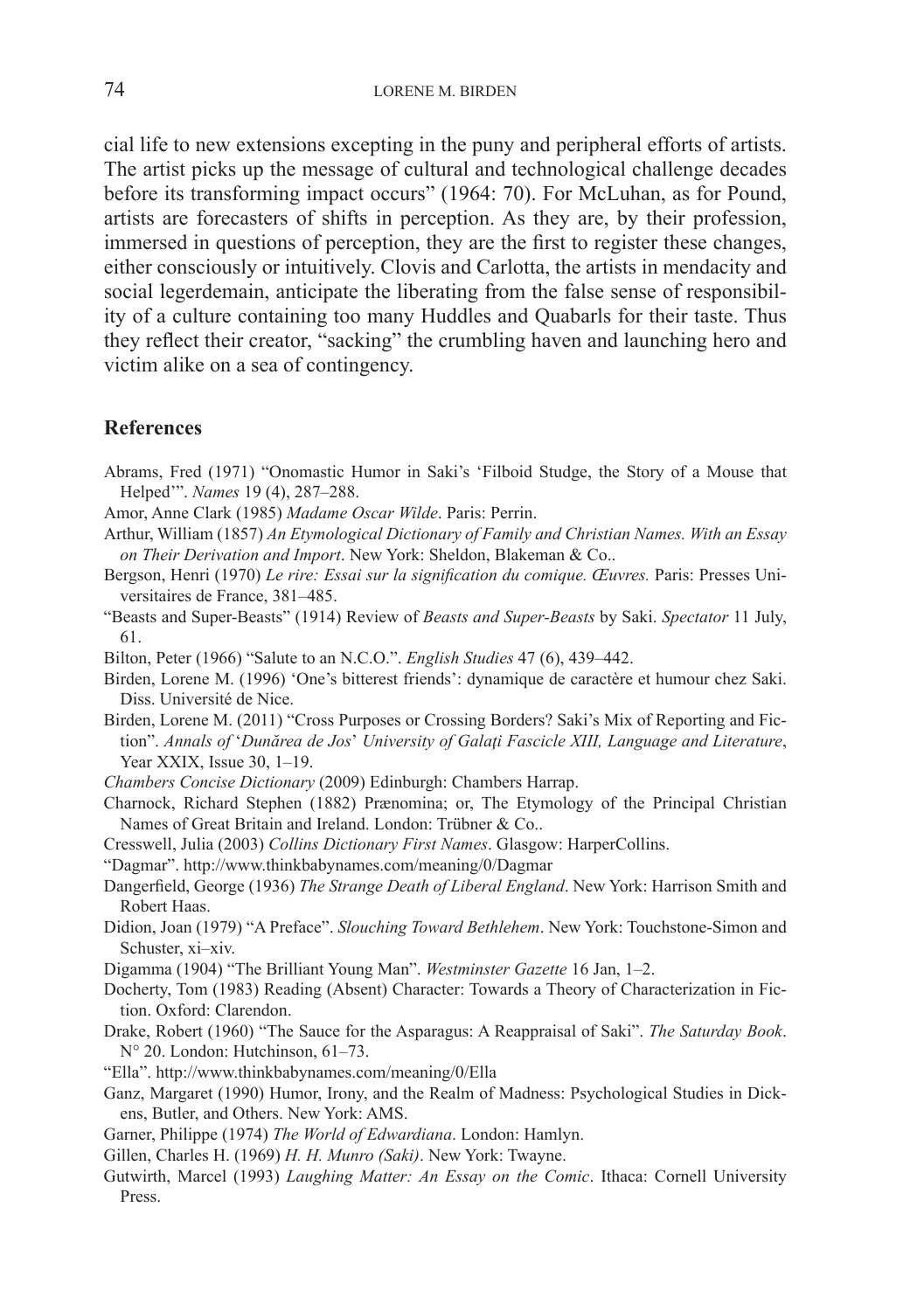cial life to new extensions excepting in the puny and peripheral efforts of artists. The artist picks up the message of cultural and technological challenge decades before its transforming impact occurs" (1964: 70). For McLuhan, as for Pound, artists are forecasters of shifts in perception. As they are, by their profession, immersed in questions of perception, they are the first to register these changes, either consciously or intuitively. Clovis and Carlotta, the artists in mendacity and social legerdemain, anticipate the liberating from the false sense of responsibility of a culture containing too many Huddles and Quabarls for their taste. Thus they reflect their creator, "sacking" the crumbling haven and launching hero and victim alike on a sea of contingency.

## References

Abrams, Fred (1971) "Onomastic Humor in Saki's 'Filboid Studge, the Story of a Mouse that Helped'". *Names* 19 (4), 287–288.

Amor, Anne Clark (1985) *Madame Oscar Wilde*. Paris: Perrin.

Arthur, William (1857) *An Etymological Dictionary of Family and Christian Names. With an Essay on Their Derivation and Import*. New York: Sheldon, Blakeman & Co..

Bergson, Henri (1970) *Le rire: Essai sur la signification du comique. Œuvres.* Paris: Presses Universitaires de France, 381–485.

"Beasts and Super-Beasts" (1914) Review of *Beasts and Super-Beasts* by Saki. *Spectator* 11 July, 61.

Bilton, Peter (1966) "Salute to an N.C.O.". *English Studies* 47 (6), 439–442.

Birden, Lorene M. (1996) 'One's bitterest friends': dynamique de caractère et humour chez Saki. Diss. Université de Nice.

Birden, Lorene M. (2011) "Cross Purposes or Crossing Borders? Saki's Mix of Reporting and Fiction". *Annals of* '*Dunărea de Jos*' *University of Galați Fascicle XIII, Language and Literature*, Year XXIX, Issue 30, 1–19.

*Chambers Concise Dictionary* (2009) Edinburgh: Chambers Harrap.

Charnock, Richard Stephen (1882) Prænomina; or, The Etymology of the Principal Christian Names of Great Britain and Ireland. London: Trübner & Co..

Cresswell, Julia (2003) *Collins Dictionary First Names*. Glasgow: HarperCollins.

"Dagmar". http://www.thinkbabynames.com/meaning/0/Dagmar

Dangerfield, George (1936) *The Strange Death of Liberal England*. New York: Harrison Smith and Robert Haas.

Didion, Joan (1979) "A Preface". *Slouching Toward Bethlehem*. New York: Touchstone-Simon and Schuster, xi–xiv.

Digamma (1904) "The Brilliant Young Man". *Westminster Gazette* 16 Jan, 1–2.

Docherty, Tom (1983) Reading (Absent) Character: Towards a Theory of Characterization in Fiction. Oxford: Clarendon.

Drake, Robert (1960) "The Sauce for the Asparagus: A Reappraisal of Saki". *The Saturday Book*. N° 20. London: Hutchinson, 61–73.

"Ella". http://www.thinkbabynames.com/meaning/0/Ella

Ganz, Margaret (1990) Humor, Irony, and the Realm of Madness: Psychological Studies in Dickens, Butler, and Others. New York: AMS.

Garner, Philippe (1974) *The World of Edwardiana*. London: Hamlyn.

Gillen, Charles H. (1969) *H. H. Munro (Saki)*. New York: Twayne.

Gutwirth, Marcel (1993) *Laughing Matter: An Essay on the Comic*. Ithaca: Cornell University Press.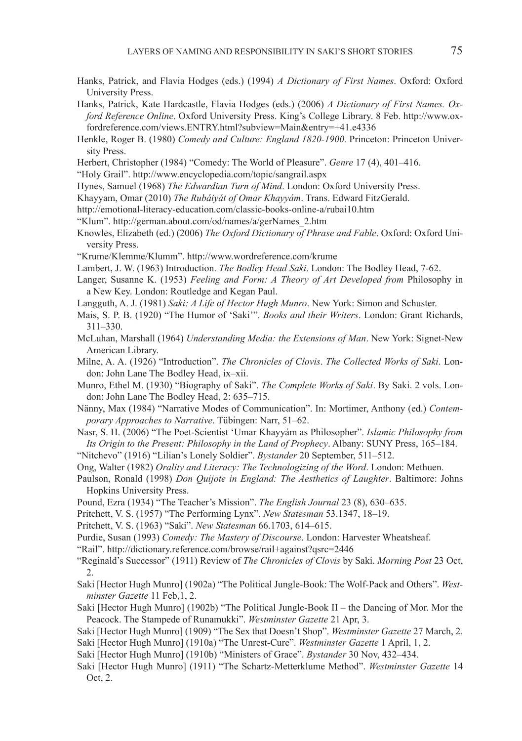Hanks, Patrick, and Flavia Hodges (eds.) (1994) *A Dictionary of First Names*. Oxford: Oxford University Press.

Hanks, Patrick, Kate Hardcastle, Flavia Hodges (eds.) (2006) *A Dictionary of First Names. Oxford Reference Online*. Oxford University Press. King's College Library. 8 Feb. http://www.oxfordreference.com/views.ENTRY.html?subview=Main&entry=+41.e4336

Henkle, Roger B. (1980) *Comedy and Culture: England 1820-1900*. Princeton: Princeton University Press.

Herbert, Christopher (1984) "Comedy: The World of Pleasure". *Genre* 17 (4), 401–416.

"Holy Grail". http://www.encyclopedia.com/topic/sangrail.aspx

Hynes, Samuel (1968) *The Edwardian Turn of Mind*. London: Oxford University Press.

Khayyam, Omar (2010) *The Rubáiyát of Omar Khayyám*. Trans. Edward FitzGerald.

http://emotional-literacy-education.com/classic-books-online-a/rubai10.htm

"Klum". http://german.about.com/od/names/a/gerNames_2.htm

Knowles, Elizabeth (ed.) (2006) *The Oxford Dictionary of Phrase and Fable*. Oxford: Oxford University Press.

"Krume/Klemme/Klumm". http://www.wordreference.com/krume

Lambert, J. W. (1963) Introduction. *The Bodley Head Saki*. London: The Bodley Head, 7-62.

Langer, Susanne K. (1953) *Feeling and Form: A Theory of Art Developed from* Philosophy in a New Key. London: Routledge and Kegan Paul.

Langguth, A. J. (1981) *Saki: A Life of Hector Hugh Munro*. New York: Simon and Schuster.

Mais, S. P. B. (1920) "The Humor of 'Saki'". *Books and their Writers*. London: Grant Richards, 311–330.

McLuhan, Marshall (1964) *Understanding Media: the Extensions of Man*. New York: Signet-New American Library.

Milne, A. A. (1926) "Introduction". *The Chronicles of Clovis*. *The Collected Works of Saki*. London: John Lane The Bodley Head, ix–xii.

Munro, Ethel M. (1930) "Biography of Saki". *The Complete Works of Saki*. By Saki. 2 vols. London: John Lane The Bodley Head, 2: 635–715.

Nänny, Max (1984) "Narrative Modes of Communication". In: Mortimer, Anthony (ed.) *Contemporary Approaches to Narrative*. Tübingen: Narr, 51–62.

Nasr, S. H. (2006) "The Poet-Scientist 'Umar Khayyám as Philosopher". *Islamic Philosophy from Its Origin to the Present: Philosophy in the Land of Prophecy*. Albany: SUNY Press, 165–184.

"Nitchevo" (1916) "Lilian's Lonely Soldier". *Bystander* 20 September, 511–512.

Ong, Walter (1982) *Orality and Literacy: The Technologizing of the Word*. London: Methuen.

Paulson, Ronald (1998) *Don Quijote in England: The Aesthetics of Laughter*. Baltimore: Johns Hopkins University Press.

Pound, Ezra (1934) "The Teacher's Mission". *The English Journal* 23 (8), 630–635.

Pritchett, V. S. (1957) "The Performing Lynx". *New Statesman* 53.1347, 18–19.

Pritchett, V. S. (1963) "Saki". *New Statesman* 66.1703, 614–615.

Purdie, Susan (1993) *Comedy: The Mastery of Discourse*. London: Harvester Wheatsheaf.

"Rail". http://dictionary.reference.com/browse/rail+against?qsrc=2446

"Reginald's Successor" (1911) Review of *The Chronicles of Clovis* by Saki. *Morning Post* 23 Oct, 2.

Saki [Hector Hugh Munro] (1902a) "The Political Jungle-Book: The Wolf-Pack and Others". *Westminster Gazette* 11 Feb,1, 2.

Saki [Hector Hugh Munro] (1902b) "The Political Jungle-Book II – the Dancing of Mor. Mor the Peacock. The Stampede of Runamukki". *Westminster Gazette* 21 Apr, 3.

Saki [Hector Hugh Munro] (1909) "The Sex that Doesn't Shop". *Westminster Gazette* 27 March, 2.

Saki [Hector Hugh Munro] (1910a) "The Unrest-Cure". *Westminster Gazette* 1 April, 1, 2.

Saki [Hector Hugh Munro] (1910b) "Ministers of Grace". *Bystander* 30 Nov, 432–434.

Saki [Hector Hugh Munro] (1911) "The Schartz-Metterklume Method". *Westminster Gazette* 14 Oct, 2.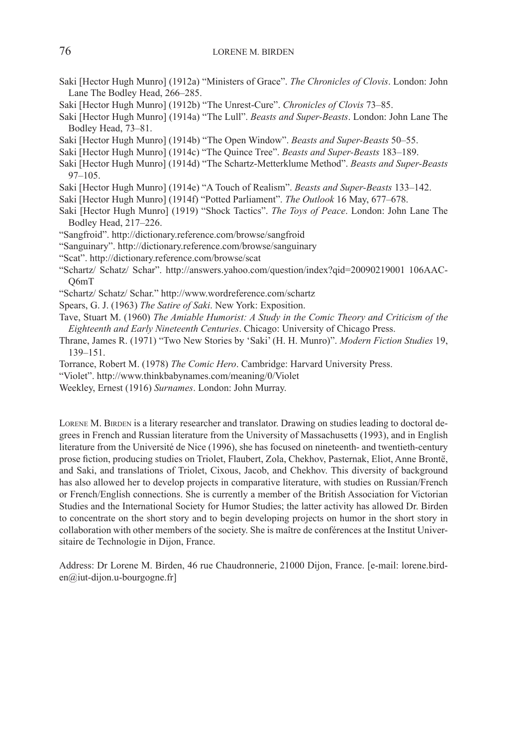Saki [Hector Hugh Munro] (1912a) "Ministers of Grace". *The Chronicles of Clovis*. London: John Lane The Bodley Head, 266–285.

Saki [Hector Hugh Munro] (1912b) "The Unrest-Cure". *Chronicles of Clovis* 73–85.

Saki [Hector Hugh Munro] (1914a) "The Lull". *Beasts and Super-Beasts*. London: John Lane The Bodley Head, 73–81.

Saki [Hector Hugh Munro] (1914b) "The Open Window". *Beasts and Super-Beasts* 50–55.

Saki [Hector Hugh Munro] (1914c) "The Quince Tree". *Beasts and Super-Beasts* 183–189.

Saki [Hector Hugh Munro] (1914d) "The Schartz-Metterklume Method". *Beasts and Super-Beasts* 97–105.

Saki [Hector Hugh Munro] (1914e) "A Touch of Realism". *Beasts and Super-Beasts* 133–142.

Saki [Hector Hugh Munro] (1914f) "Potted Parliament". *The Outlook* 16 May, 677–678.

Saki [Hector Hugh Munro] (1919) "Shock Tactics". *The Toys of Peace*. London: John Lane The Bodley Head, 217–226.

"Sangfroid". http://dictionary.reference.com/browse/sangfroid

"Sanguinary". http://dictionary.reference.com/browse/sanguinary

"Scat". http://dictionary.reference.com/browse/scat

"Schartz/ Schatz/ Schar". http://answers.yahoo.com/question/index?qid=20090219001 106AAC-Q6mT

"Schartz/ Schatz/ Schar." http://www.wordreference.com/schartz

Spears, G. J. (1963) *The Satire of Saki*. New York: Exposition.

Tave, Stuart M. (1960) *The Amiable Humorist: A Study in the Comic Theory and Criticism of the Eighteenth and Early Nineteenth Centuries*. Chicago: University of Chicago Press.

Thrane, James R. (1971) "Two New Stories by 'Saki' (H. H. Munro)". *Modern Fiction Studies* 19, 139–151.

Torrance, Robert M. (1978) *The Comic Hero*. Cambridge: Harvard University Press.

"Violet". http://www.thinkbabynames.com/meaning/0/Violet

Weekley, Ernest (1916) *Surnames*. London: John Murray.

Lorene M. Birden is a literary researcher and translator. Drawing on studies leading to doctoral degrees in French and Russian literature from the University of Massachusetts (1993), and in English literature from the Université de Nice (1996), she has focused on nineteenth- and twentieth-century prose fiction, producing studies on Triolet, Flaubert, Zola, Chekhov, Pasternak, Eliot, Anne Brontë, and Saki, and translations of Triolet, Cixous, Jacob, and Chekhov. This diversity of background has also allowed her to develop projects in comparative literature, with studies on Russian/French or French/English connections. She is currently a member of the British Association for Victorian Studies and the International Society for Humor Studies; the latter activity has allowed Dr. Birden to concentrate on the short story and to begin developing projects on humor in the short story in collaboration with other members of the society. She is maître de conférences at the Institut Universitaire de Technologie in Dijon, France.

Address: Dr Lorene M. Birden, 46 rue Chaudronnerie, 21000 Dijon, France. [e-mail: lorene.birden@iut-dijon.u-bourgogne.fr]